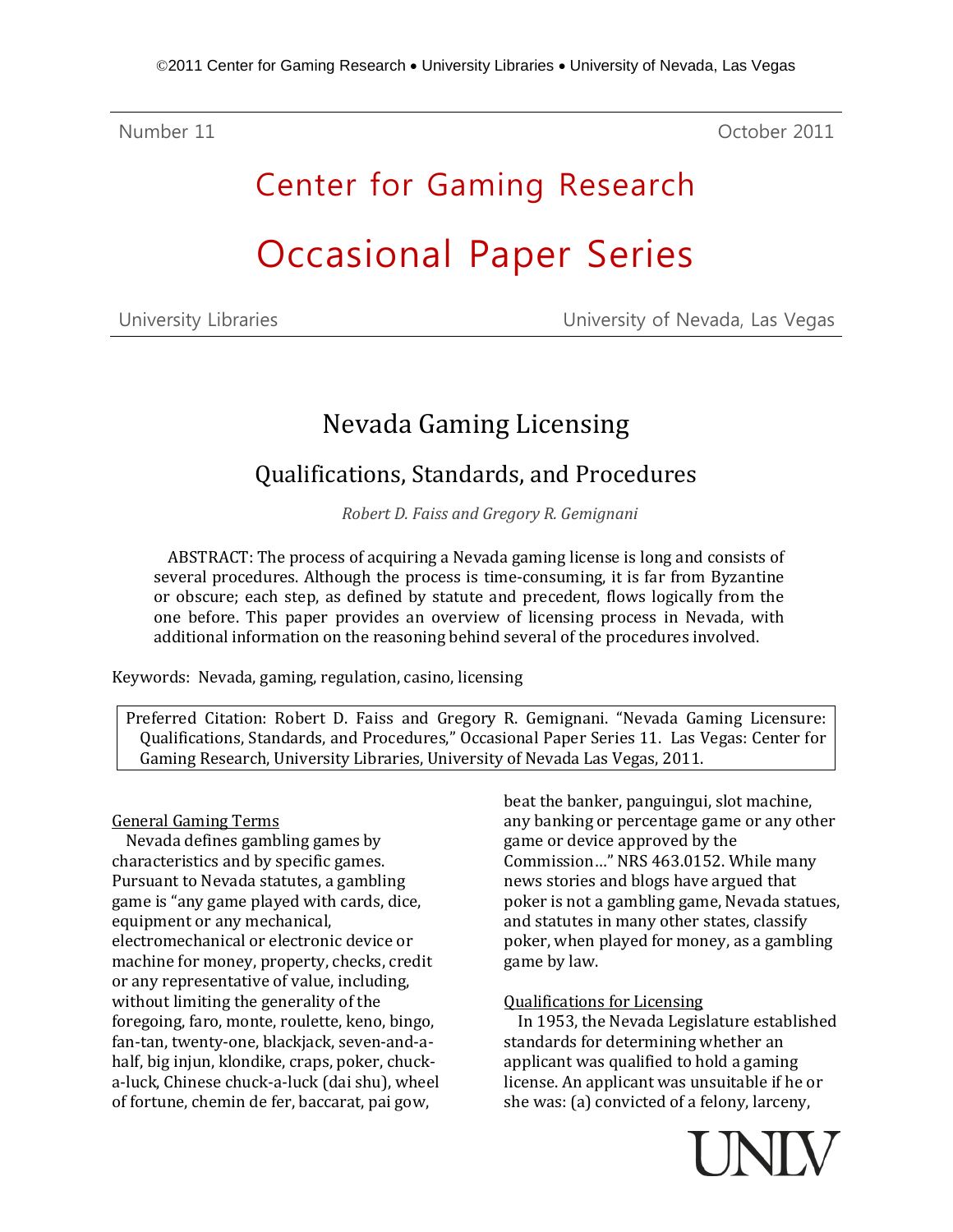©2011 Center for Gaming Research • University Libraries • University of Nevada, Las Vegas

Number 11 October 2011

# Center for Gaming Research

# Occasional Paper Series

University Libraries University of Nevada, Las Vegas

## Nevada Gaming Licensing

### Qualifications, Standards, and Procedures

*Robert D. Faiss and Gregory R. Gemignani*

ABSTRACT: The process of acquiring a Nevada gaming license is long and consists of several procedures. Although the process is time-consuming, it is far from Byzantine or obscure; each step, as defined by statute and precedent, flows logically from the one before. This paper provides an overview of licensing process in Nevada, with additional information on the reasoning behind several of the procedures involved.

Keywords: Nevada, gaming, regulation, casino, licensing

Preferred Citation: Robert D. Faiss and Gregory R. Gemignani. "Nevada Gaming Licensure: Qualifications, Standards, and Procedures," Occasional Paper Series 11. Las Vegas: Center for Gaming Research, University Libraries, University of Nevada Las Vegas, 2011.

General Gaming Terms

Nevada defines gambling games by characteristics and by specific games. Pursuant to Nevada statutes, a gambling game is "any game played with cards, dice, equipment or any mechanical, electromechanical or electronic device or machine for money, property, checks, credit or any representative of value, including, without limiting the generality of the foregoing, faro, monte, roulette, keno, bingo, fan-tan, twenty-one, blackjack, seven-and-a-half, big injun, klondike, craps, poker, chuck-a-luck, Chinese chuck-a-luck (dai shu), wheel of fortune, chemin de fer, baccarat, pai gow, beat the banker, panguingui, slot machine, any banking or percentage game or any other game or device approved by the Commission…" NRS 463.0152. While many news stories and blogs have argued that poker is not a gambling game, Nevada statues, and statutes in many other states, classify poker, when played for money, as a gambling game by law.

Qualifications for Licensing

In 1953, the Nevada Legislature established standards for determining whether an applicant was qualified to hold a gaming license. An applicant was unsuitable if he or she was: (a) convicted of a felony, larceny,

UNLV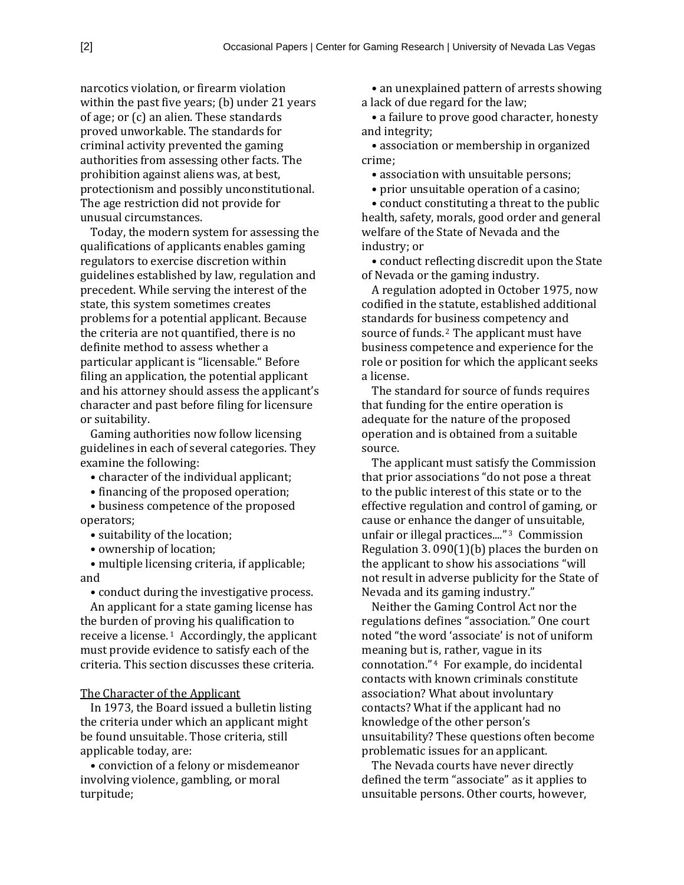narcotics violation, or firearm violation within the past five years; (b) under 21 years of age; or (c) an alien. These standards proved unworkable. The standards for criminal activity prevented the gaming authorities from assessing other facts. The prohibition against aliens was, at best, protectionism and possibly unconstitutional. The age restriction did not provide for unusual circumstances.

Today, the modern system for assessing the qualifications of applicants enables gaming regulators to exercise discretion within guidelines established by law, regulation and precedent. While serving the interest of the state, this system sometimes creates problems for a potential applicant. Because the criteria are not quantified, there is no definite method to assess whether a particular applicant is "licensable." Before filing an application, the potential applicant and his attorney should assess the applicant's character and past before filing for licensure or suitability.

Gaming authorities now follow licensing guidelines in each of several categories. They examine the following:

- character of the individual applicant;
- financing of the proposed operation;
- business competence of the proposed operators;
- suitability of the location;
- ownership of location;
- multiple licensing criteria, if applicable; and
- conduct during the investigative process.

An applicant for a state gaming license has the burden of proving his qualification to receive a license.[1] Accordingly, the applicant must provide evidence to satisfy each of the criteria. This section discusses these criteria.

<u>The Character of the Applicant</u>

In 1973, the Board issued a bulletin listing the criteria under which an applicant might be found unsuitable. Those criteria, still applicable today, are:

- conviction of a felony or misdemeanor involving violence, gambling, or moral turpitude;
- an unexplained pattern of arrests showing a lack of due regard for the law;
- a failure to prove good character, honesty and integrity;
- association or membership in organized crime;
- association with unsuitable persons;
- prior unsuitable operation of a casino;
- conduct constituting a threat to the public health, safety, morals, good order and general welfare of the State of Nevada and the industry; or
- conduct reflecting discredit upon the State of Nevada or the gaming industry.

A regulation adopted in October 1975, now codified in the statute, established additional standards for business competency and source of funds.[2] The applicant must have business competence and experience for the role or position for which the applicant seeks a license.

The standard for source of funds requires that funding for the entire operation is adequate for the nature of the proposed operation and is obtained from a suitable source.

The applicant must satisfy the Commission that prior associations "do not pose a threat to the public interest of this state or to the effective regulation and control of gaming, or cause or enhance the danger of unsuitable, unfair or illegal practices...."[3] Commission Regulation 3. 090(1)(b) places the burden on the applicant to show his associations "will not result in adverse publicity for the State of Nevada and its gaming industry."

Neither the Gaming Control Act nor the regulations defines "association." One court noted "the word 'associate' is not of uniform meaning but is, rather, vague in its connotation."[4] For example, do incidental contacts with known criminals constitute association? What about involuntary contacts? What if the applicant had no knowledge of the other person's unsuitability? These questions often become problematic issues for an applicant.

The Nevada courts have never directly defined the term "associate" as it applies to unsuitable persons. Other courts, however,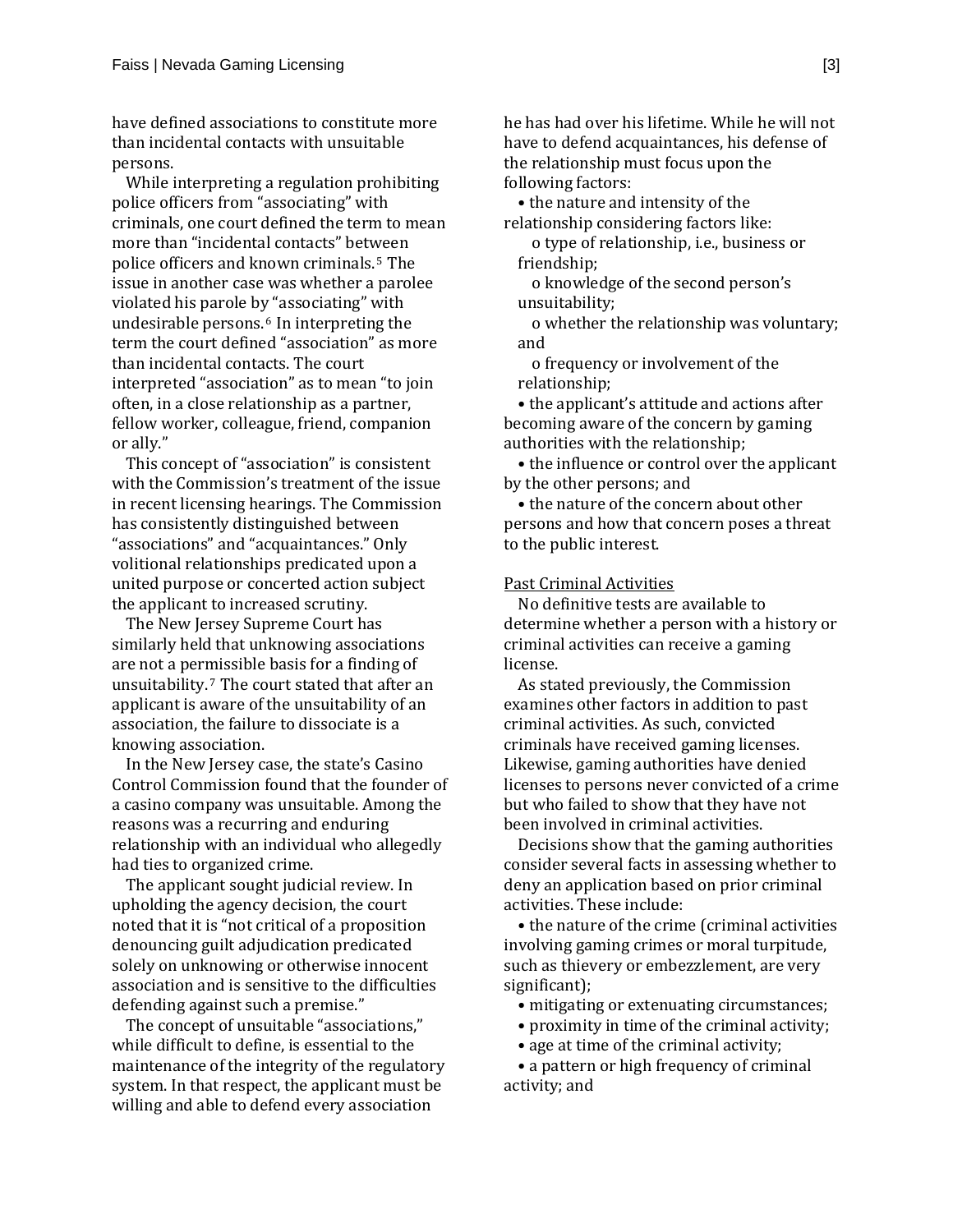have defined associations to constitute more than incidental contacts with unsuitable persons.

While interpreting a regulation prohibiting police officers from "associating" with criminals, one court defined the term to mean more than "incidental contacts" between police officers and known criminals.[5] The issue in another case was whether a parolee violated his parole by "associating" with undesirable persons.[6] In interpreting the term the court defined "association" as more than incidental contacts. The court interpreted "association" as to mean "to join often, in a close relationship as a partner, fellow worker, colleague, friend, companion or ally."

This concept of "association" is consistent with the Commission's treatment of the issue in recent licensing hearings. The Commission has consistently distinguished between "associations" and "acquaintances." Only volitional relationships predicated upon a united purpose or concerted action subject the applicant to increased scrutiny.

The New Jersey Supreme Court has similarly held that unknowing associations are not a permissible basis for a finding of unsuitability.[7] The court stated that after an applicant is aware of the unsuitability of an association, the failure to dissociate is a knowing association.

In the New Jersey case, the state's Casino Control Commission found that the founder of a casino company was unsuitable. Among the reasons was a recurring and enduring relationship with an individual who allegedly had ties to organized crime.

The applicant sought judicial review. In upholding the agency decision, the court noted that it is "not critical of a proposition denouncing guilt adjudication predicated solely on unknowing or otherwise innocent association and is sensitive to the difficulties defending against such a premise."

The concept of unsuitable "associations," while difficult to define, is essential to the maintenance of the integrity of the regulatory system. In that respect, the applicant must be willing and able to defend every association he has had over his lifetime. While he will not have to defend acquaintances, his defense of the relationship must focus upon the following factors:

- the nature and intensity of the relationship considering factors like:
  - type of relationship, i.e., business or friendship;
  - knowledge of the second person's unsuitability;
  - whether the relationship was voluntary; and
  - frequency or involvement of the relationship;
- the applicant's attitude and actions after becoming aware of the concern by gaming authorities with the relationship;
- the influence or control over the applicant by the other persons; and
- the nature of the concern about other persons and how that concern poses a threat to the public interest.

<u>Past Criminal Activities</u>

No definitive tests are available to determine whether a person with a history or criminal activities can receive a gaming license.

As stated previously, the Commission examines other factors in addition to past criminal activities. As such, convicted criminals have received gaming licenses. Likewise, gaming authorities have denied licenses to persons never convicted of a crime but who failed to show that they have not been involved in criminal activities.

Decisions show that the gaming authorities consider several facts in assessing whether to deny an application based on prior criminal activities. These include:

- the nature of the crime (criminal activities involving gaming crimes or moral turpitude, such as thievery or embezzlement, are very significant);
- mitigating or extenuating circumstances;
- proximity in time of the criminal activity;
- age at time of the criminal activity;
- a pattern or high frequency of criminal activity; and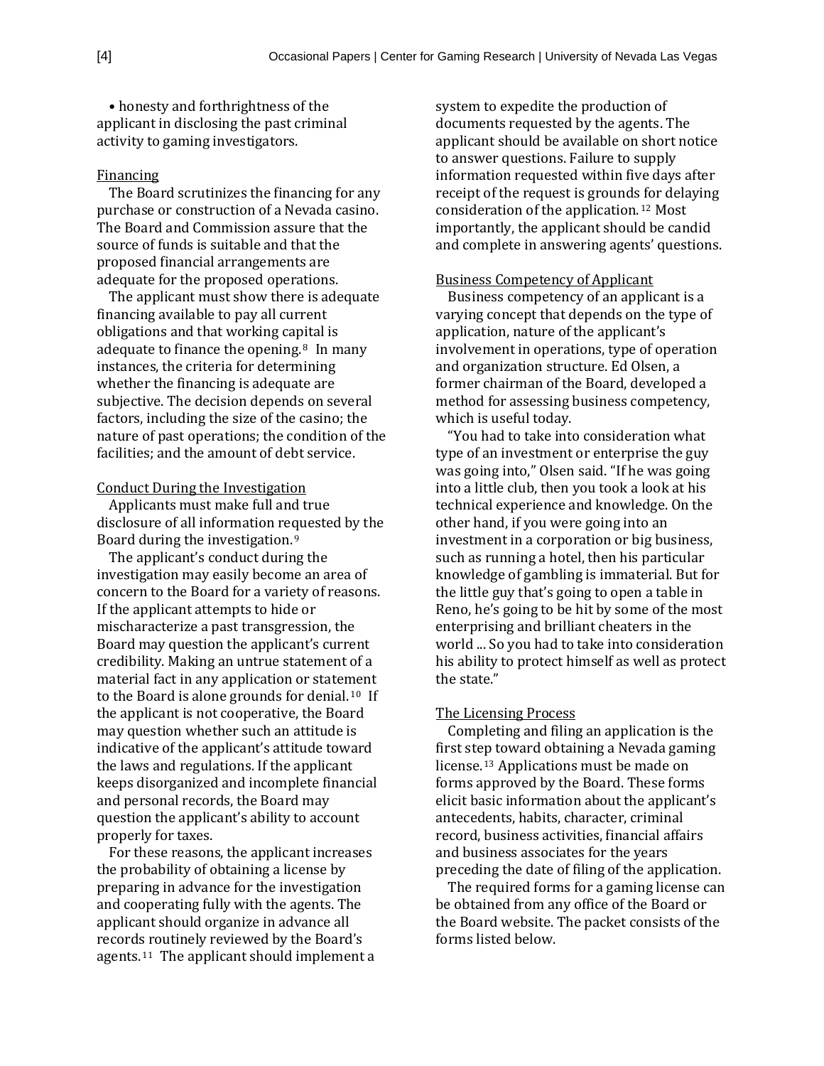• honesty and forthrightness of the applicant in disclosing the past criminal activity to gaming investigators.

### Financing

The Board scrutinizes the financing for any purchase or construction of a Nevada casino. The Board and Commission assure that the source of funds is suitable and that the proposed financial arrangements are adequate for the proposed operations.

The applicant must show there is adequate financing available to pay all current obligations and that working capital is adequate to finance the opening.[8] In many instances, the criteria for determining whether the financing is adequate are subjective. The decision depends on several factors, including the size of the casino; the nature of past operations; the condition of the facilities; and the amount of debt service.

### Conduct During the Investigation

Applicants must make full and true disclosure of all information requested by the Board during the investigation.[9]

The applicant's conduct during the investigation may easily become an area of concern to the Board for a variety of reasons. If the applicant attempts to hide or mischaracterize a past transgression, the Board may question the applicant's current credibility. Making an untrue statement of a material fact in any application or statement to the Board is alone grounds for denial.[10] If the applicant is not cooperative, the Board may question whether such an attitude is indicative of the applicant's attitude toward the laws and regulations. If the applicant keeps disorganized and incomplete financial and personal records, the Board may question the applicant's ability to account properly for taxes.

For these reasons, the applicant increases the probability of obtaining a license by preparing in advance for the investigation and cooperating fully with the agents. The applicant should organize in advance all records routinely reviewed by the Board's agents.[11] The applicant should implement a system to expedite the production of documents requested by the agents. The applicant should be available on short notice to answer questions. Failure to supply information requested within five days after receipt of the request is grounds for delaying consideration of the application.[12] Most importantly, the applicant should be candid and complete in answering agents' questions.

### Business Competency of Applicant

Business competency of an applicant is a varying concept that depends on the type of application, nature of the applicant's involvement in operations, type of operation and organization structure. Ed Olsen, a former chairman of the Board, developed a method for assessing business competency, which is useful today.

"You had to take into consideration what type of an investment or enterprise the guy was going into," Olsen said. "If he was going into a little club, then you took a look at his technical experience and knowledge. On the other hand, if you were going into an investment in a corporation or big business, such as running a hotel, then his particular knowledge of gambling is immaterial. But for the little guy that's going to open a table in Reno, he's going to be hit by some of the most enterprising and brilliant cheaters in the world ... So you had to take into consideration his ability to protect himself as well as protect the state."

### The Licensing Process

Completing and filing an application is the first step toward obtaining a Nevada gaming license.[13] Applications must be made on forms approved by the Board. These forms elicit basic information about the applicant's antecedents, habits, character, criminal record, business activities, financial affairs and business associates for the years preceding the date of filing of the application.

The required forms for a gaming license can be obtained from any office of the Board or the Board website. The packet consists of the forms listed below.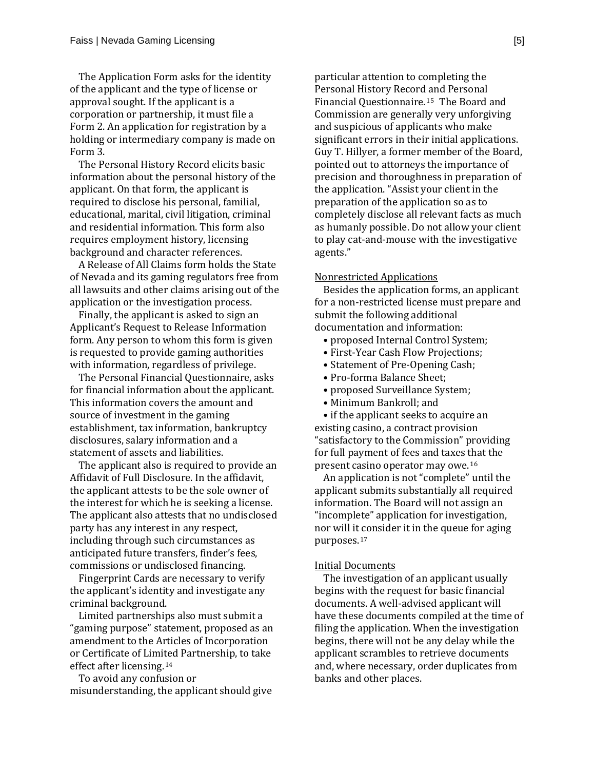The Application Form asks for the identity of the applicant and the type of license or approval sought. If the applicant is a corporation or partnership, it must file a Form 2. An application for registration by a holding or intermediary company is made on Form 3.

The Personal History Record elicits basic information about the personal history of the applicant. On that form, the applicant is required to disclose his personal, familial, educational, marital, civil litigation, criminal and residential information. This form also requires employment history, licensing background and character references.

A Release of All Claims form holds the State of Nevada and its gaming regulators free from all lawsuits and other claims arising out of the application or the investigation process.

Finally, the applicant is asked to sign an Applicant's Request to Release Information form. Any person to whom this form is given is requested to provide gaming authorities with information, regardless of privilege.

The Personal Financial Questionnaire, asks for financial information about the applicant. This information covers the amount and source of investment in the gaming establishment, tax information, bankruptcy disclosures, salary information and a statement of assets and liabilities.

The applicant also is required to provide an Affidavit of Full Disclosure. In the affidavit, the applicant attests to be the sole owner of the interest for which he is seeking a license. The applicant also attests that no undisclosed party has any interest in any respect, including through such circumstances as anticipated future transfers, finder's fees, commissions or undisclosed financing.

Fingerprint Cards are necessary to verify the applicant's identity and investigate any criminal background.

Limited partnerships also must submit a "gaming purpose" statement, proposed as an amendment to the Articles of Incorporation or Certificate of Limited Partnership, to take effect after licensing.[14]

To avoid any confusion or misunderstanding, the applicant should give particular attention to completing the Personal History Record and Personal Financial Questionnaire.[15] The Board and Commission are generally very unforgiving and suspicious of applicants who make significant errors in their initial applications. Guy T. Hillyer, a former member of the Board, pointed out to attorneys the importance of precision and thoroughness in preparation of the application. "Assist your client in the preparation of the application so as to completely disclose all relevant facts as much as humanly possible. Do not allow your client to play cat-and-mouse with the investigative agents."

Nonrestricted Applications

Besides the application forms, an applicant for a non-restricted license must prepare and submit the following additional documentation and information:

- proposed Internal Control System;
- First-Year Cash Flow Projections;
- Statement of Pre-Opening Cash;
- Pro-forma Balance Sheet;
- proposed Surveillance System;
- Minimum Bankroll; and
- if the applicant seeks to acquire an existing casino, a contract provision "satisfactory to the Commission" providing for full payment of fees and taxes that the present casino operator may owe.[16]

An application is not "complete" until the applicant submits substantially all required information. The Board will not assign an "incomplete" application for investigation, nor will it consider it in the queue for aging purposes.[17]

Initial Documents

The investigation of an applicant usually begins with the request for basic financial documents. A well-advised applicant will have these documents compiled at the time of filing the application. When the investigation begins, there will not be any delay while the applicant scrambles to retrieve documents and, where necessary, order duplicates from banks and other places.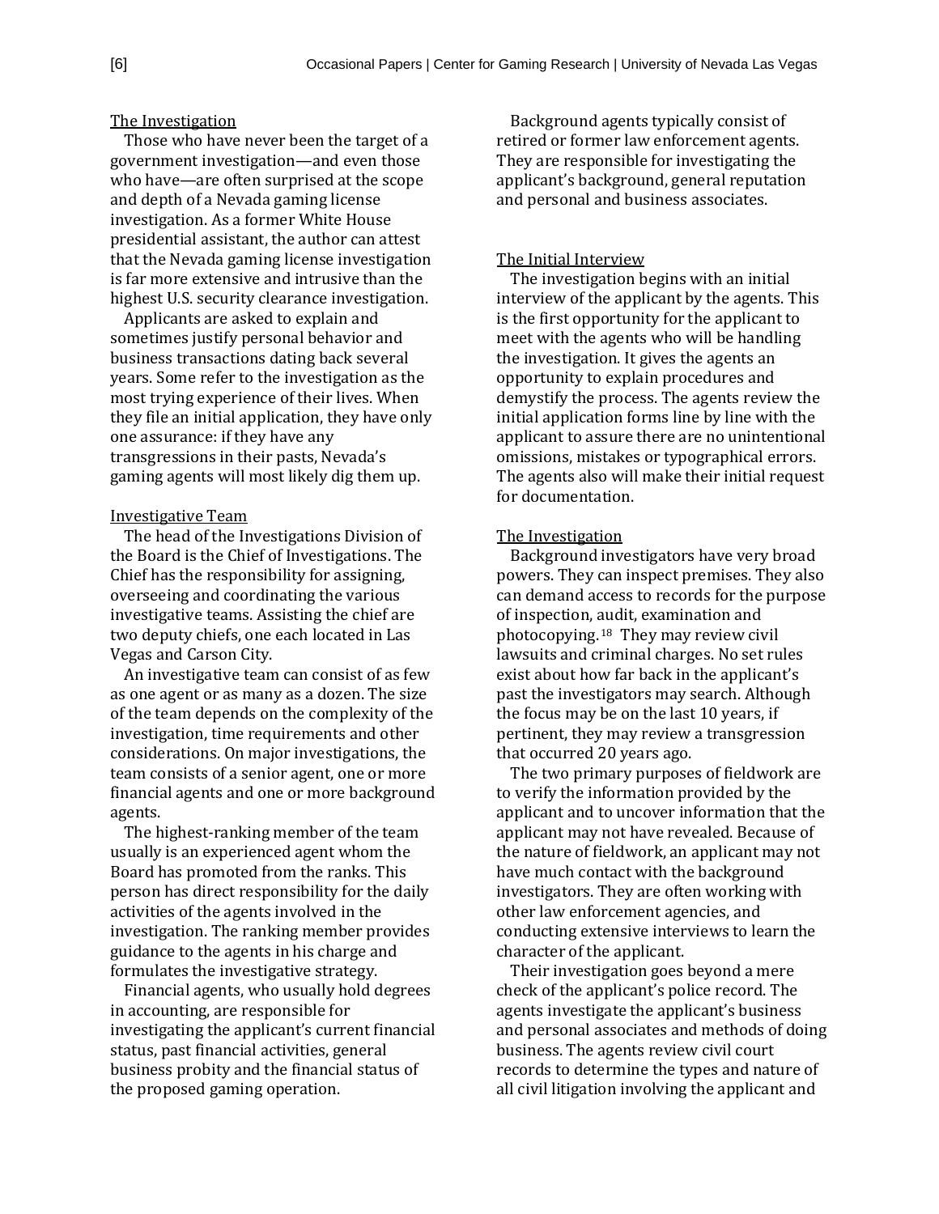### The Investigation

Those who have never been the target of a government investigation—and even those who have—are often surprised at the scope and depth of a Nevada gaming license investigation. As a former White House presidential assistant, the author can attest that the Nevada gaming license investigation is far more extensive and intrusive than the highest U.S. security clearance investigation.

Applicants are asked to explain and sometimes justify personal behavior and business transactions dating back several years. Some refer to the investigation as the most trying experience of their lives. When they file an initial application, they have only one assurance: if they have any transgressions in their pasts, Nevada's gaming agents will most likely dig them up.

### Investigative Team

The head of the Investigations Division of the Board is the Chief of Investigations. The Chief has the responsibility for assigning, overseeing and coordinating the various investigative teams. Assisting the chief are two deputy chiefs, one each located in Las Vegas and Carson City.

An investigative team can consist of as few as one agent or as many as a dozen. The size of the team depends on the complexity of the investigation, time requirements and other considerations. On major investigations, the team consists of a senior agent, one or more financial agents and one or more background agents.

The highest-ranking member of the team usually is an experienced agent whom the Board has promoted from the ranks. This person has direct responsibility for the daily activities of the agents involved in the investigation. The ranking member provides guidance to the agents in his charge and formulates the investigative strategy.

Financial agents, who usually hold degrees in accounting, are responsible for investigating the applicant's current financial status, past financial activities, general business probity and the financial status of the proposed gaming operation.

Background agents typically consist of retired or former law enforcement agents. They are responsible for investigating the applicant's background, general reputation and personal and business associates.

### The Initial Interview

The investigation begins with an initial interview of the applicant by the agents. This is the first opportunity for the applicant to meet with the agents who will be handling the investigation. It gives the agents an opportunity to explain procedures and demystify the process. The agents review the initial application forms line by line with the applicant to assure there are no unintentional omissions, mistakes or typographical errors. The agents also will make their initial request for documentation.

### The Investigation

Background investigators have very broad powers. They can inspect premises. They also can demand access to records for the purpose of inspection, audit, examination and photocopying.[18] They may review civil lawsuits and criminal charges. No set rules exist about how far back in the applicant's past the investigators may search. Although the focus may be on the last 10 years, if pertinent, they may review a transgression that occurred 20 years ago.

The two primary purposes of fieldwork are to verify the information provided by the applicant and to uncover information that the applicant may not have revealed. Because of the nature of fieldwork, an applicant may not have much contact with the background investigators. They are often working with other law enforcement agencies, and conducting extensive interviews to learn the character of the applicant.

Their investigation goes beyond a mere check of the applicant's police record. The agents investigate the applicant's business and personal associates and methods of doing business. The agents review civil court records to determine the types and nature of all civil litigation involving the applicant and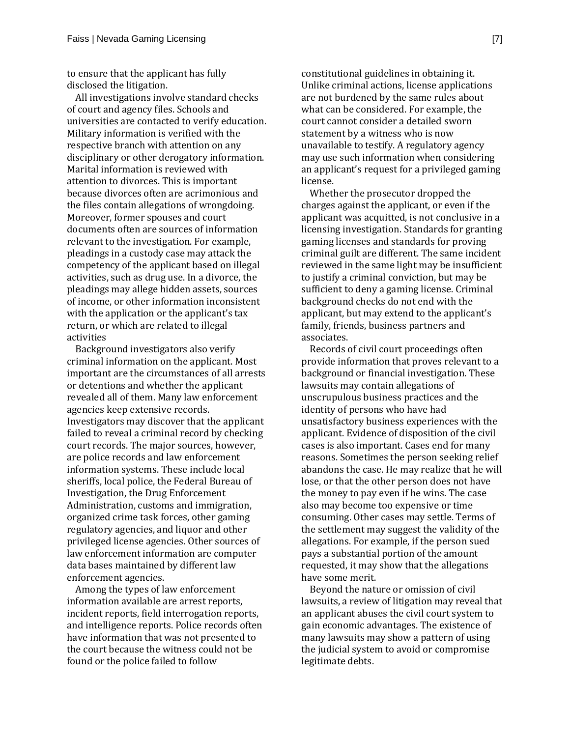to ensure that the applicant has fully disclosed the litigation.

All investigations involve standard checks of court and agency files. Schools and universities are contacted to verify education. Military information is verified with the respective branch with attention on any disciplinary or other derogatory information. Marital information is reviewed with attention to divorces. This is important because divorces often are acrimonious and the files contain allegations of wrongdoing. Moreover, former spouses and court documents often are sources of information relevant to the investigation. For example, pleadings in a custody case may attack the competency of the applicant based on illegal activities, such as drug use. In a divorce, the pleadings may allege hidden assets, sources of income, or other information inconsistent with the application or the applicant's tax return, or which are related to illegal activities

Background investigators also verify criminal information on the applicant. Most important are the circumstances of all arrests or detentions and whether the applicant revealed all of them. Many law enforcement agencies keep extensive records. Investigators may discover that the applicant failed to reveal a criminal record by checking court records. The major sources, however, are police records and law enforcement information systems. These include local sheriffs, local police, the Federal Bureau of Investigation, the Drug Enforcement Administration, customs and immigration, organized crime task forces, other gaming regulatory agencies, and liquor and other privileged license agencies. Other sources of law enforcement information are computer data bases maintained by different law enforcement agencies.

Among the types of law enforcement information available are arrest reports, incident reports, field interrogation reports, and intelligence reports. Police records often have information that was not presented to the court because the witness could not be found or the police failed to follow constitutional guidelines in obtaining it. Unlike criminal actions, license applications are not burdened by the same rules about what can be considered. For example, the court cannot consider a detailed sworn statement by a witness who is now unavailable to testify. A regulatory agency may use such information when considering an applicant's request for a privileged gaming license.

Whether the prosecutor dropped the charges against the applicant, or even if the applicant was acquitted, is not conclusive in a licensing investigation. Standards for granting gaming licenses and standards for proving criminal guilt are different. The same incident reviewed in the same light may be insufficient to justify a criminal conviction, but may be sufficient to deny a gaming license. Criminal background checks do not end with the applicant, but may extend to the applicant's family, friends, business partners and associates.

Records of civil court proceedings often provide information that proves relevant to a background or financial investigation. These lawsuits may contain allegations of unscrupulous business practices and the identity of persons who have had unsatisfactory business experiences with the applicant. Evidence of disposition of the civil cases is also important. Cases end for many reasons. Sometimes the person seeking relief abandons the case. He may realize that he will lose, or that the other person does not have the money to pay even if he wins. The case also may become too expensive or time consuming. Other cases may settle. Terms of the settlement may suggest the validity of the allegations. For example, if the person sued pays a substantial portion of the amount requested, it may show that the allegations have some merit.

Beyond the nature or omission of civil lawsuits, a review of litigation may reveal that an applicant abuses the civil court system to gain economic advantages. The existence of many lawsuits may show a pattern of using the judicial system to avoid or compromise legitimate debts.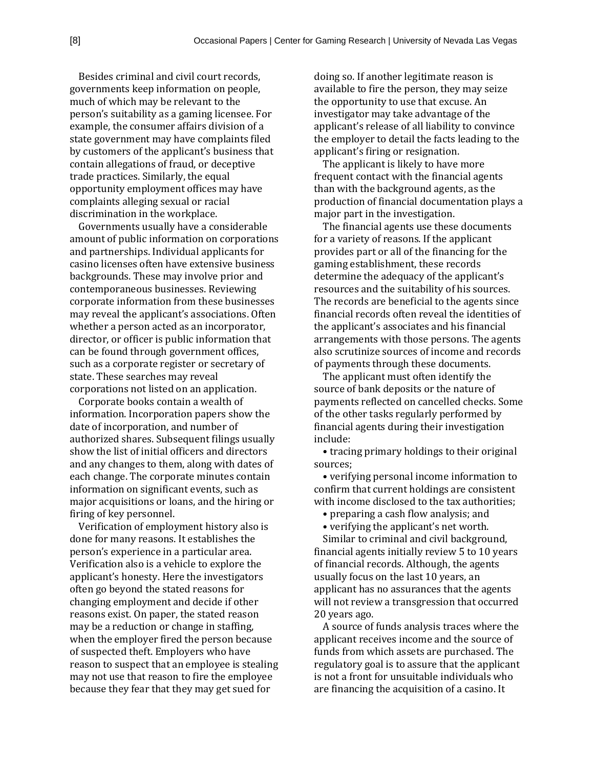Besides criminal and civil court records, governments keep information on people, much of which may be relevant to the person's suitability as a gaming licensee. For example, the consumer affairs division of a state government may have complaints filed by customers of the applicant's business that contain allegations of fraud, or deceptive trade practices. Similarly, the equal opportunity employment offices may have complaints alleging sexual or racial discrimination in the workplace.

Governments usually have a considerable amount of public information on corporations and partnerships. Individual applicants for casino licenses often have extensive business backgrounds. These may involve prior and contemporaneous businesses. Reviewing corporate information from these businesses may reveal the applicant's associations. Often whether a person acted as an incorporator, director, or officer is public information that can be found through government offices, such as a corporate register or secretary of state. These searches may reveal corporations not listed on an application.

Corporate books contain a wealth of information. Incorporation papers show the date of incorporation, and number of authorized shares. Subsequent filings usually show the list of initial officers and directors and any changes to them, along with dates of each change. The corporate minutes contain information on significant events, such as major acquisitions or loans, and the hiring or firing of key personnel.

Verification of employment history also is done for many reasons. It establishes the person's experience in a particular area. Verification also is a vehicle to explore the applicant's honesty. Here the investigators often go beyond the stated reasons for changing employment and decide if other reasons exist. On paper, the stated reason may be a reduction or change in staffing, when the employer fired the person because of suspected theft. Employers who have reason to suspect that an employee is stealing may not use that reason to fire the employee because they fear that they may get sued for doing so. If another legitimate reason is available to fire the person, they may seize the opportunity to use that excuse. An investigator may take advantage of the applicant's release of all liability to convince the employer to detail the facts leading to the applicant's firing or resignation.

The applicant is likely to have more frequent contact with the financial agents than with the background agents, as the production of financial documentation plays a major part in the investigation.

The financial agents use these documents for a variety of reasons. If the applicant provides part or all of the financing for the gaming establishment, these records determine the adequacy of the applicant's resources and the suitability of his sources. The records are beneficial to the agents since financial records often reveal the identities of the applicant's associates and his financial arrangements with those persons. The agents also scrutinize sources of income and records of payments through these documents.

The applicant must often identify the source of bank deposits or the nature of payments reflected on cancelled checks. Some of the other tasks regularly performed by financial agents during their investigation include:

- tracing primary holdings to their original sources;
- verifying personal income information to confirm that current holdings are consistent with income disclosed to the tax authorities;
- preparing a cash flow analysis; and
- verifying the applicant's net worth.

Similar to criminal and civil background, financial agents initially review 5 to 10 years of financial records. Although, the agents usually focus on the last 10 years, an applicant has no assurances that the agents will not review a transgression that occurred 20 years ago.

A source of funds analysis traces where the applicant receives income and the source of funds from which assets are purchased. The regulatory goal is to assure that the applicant is not a front for unsuitable individuals who are financing the acquisition of a casino. It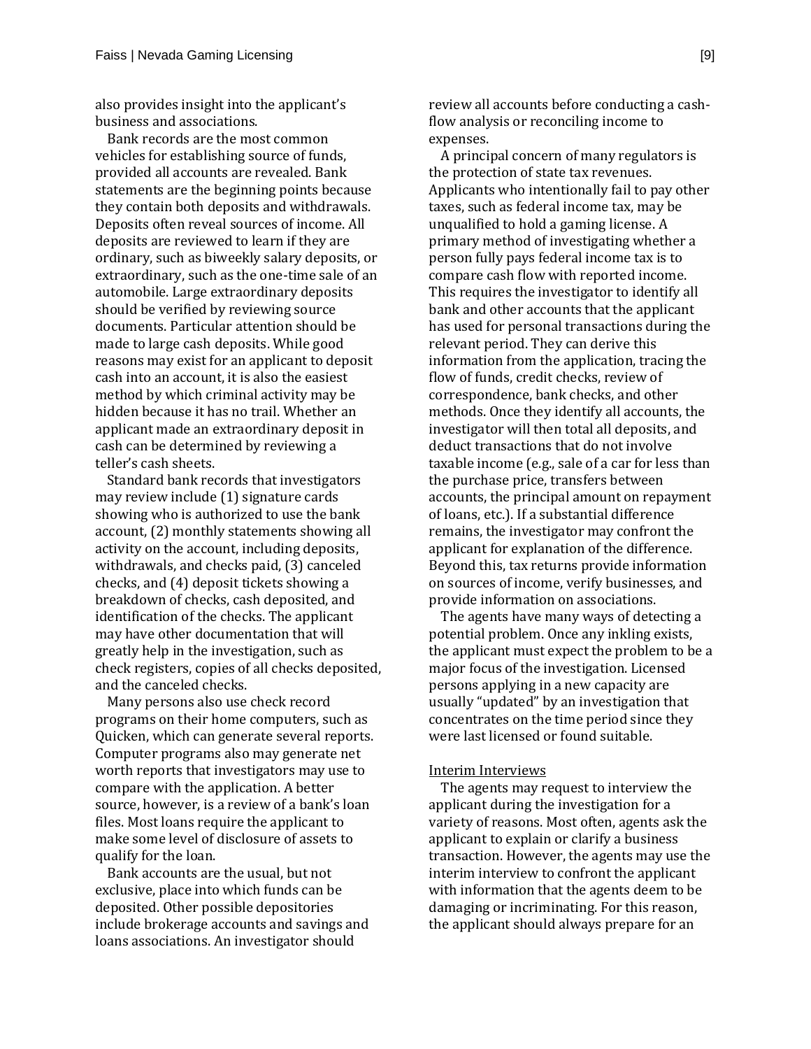also provides insight into the applicant's business and associations.

Bank records are the most common vehicles for establishing source of funds, provided all accounts are revealed. Bank statements are the beginning points because they contain both deposits and withdrawals. Deposits often reveal sources of income. All deposits are reviewed to learn if they are ordinary, such as biweekly salary deposits, or extraordinary, such as the one-time sale of an automobile. Large extraordinary deposits should be verified by reviewing source documents. Particular attention should be made to large cash deposits. While good reasons may exist for an applicant to deposit cash into an account, it is also the easiest method by which criminal activity may be hidden because it has no trail. Whether an applicant made an extraordinary deposit in cash can be determined by reviewing a teller's cash sheets.

Standard bank records that investigators may review include (1) signature cards showing who is authorized to use the bank account, (2) monthly statements showing all activity on the account, including deposits, withdrawals, and checks paid, (3) canceled checks, and (4) deposit tickets showing a breakdown of checks, cash deposited, and identification of the checks. The applicant may have other documentation that will greatly help in the investigation, such as check registers, copies of all checks deposited, and the canceled checks.

Many persons also use check record programs on their home computers, such as Quicken, which can generate several reports. Computer programs also may generate net worth reports that investigators may use to compare with the application. A better source, however, is a review of a bank's loan files. Most loans require the applicant to make some level of disclosure of assets to qualify for the loan.

Bank accounts are the usual, but not exclusive, place into which funds can be deposited. Other possible depositories include brokerage accounts and savings and loans associations. An investigator should review all accounts before conducting a cash-flow analysis or reconciling income to expenses.

A principal concern of many regulators is the protection of state tax revenues. Applicants who intentionally fail to pay other taxes, such as federal income tax, may be unqualified to hold a gaming license. A primary method of investigating whether a person fully pays federal income tax is to compare cash flow with reported income. This requires the investigator to identify all bank and other accounts that the applicant has used for personal transactions during the relevant period. They can derive this information from the application, tracing the flow of funds, credit checks, review of correspondence, bank checks, and other methods. Once they identify all accounts, the investigator will then total all deposits, and deduct transactions that do not involve taxable income (e.g., sale of a car for less than the purchase price, transfers between accounts, the principal amount on repayment of loans, etc.). If a substantial difference remains, the investigator may confront the applicant for explanation of the difference. Beyond this, tax returns provide information on sources of income, verify businesses, and provide information on associations.

The agents have many ways of detecting a potential problem. Once any inkling exists, the applicant must expect the problem to be a major focus of the investigation. Licensed persons applying in a new capacity are usually "updated" by an investigation that concentrates on the time period since they were last licensed or found suitable.

Interim Interviews

The agents may request to interview the applicant during the investigation for a variety of reasons. Most often, agents ask the applicant to explain or clarify a business transaction. However, the agents may use the interim interview to confront the applicant with information that the agents deem to be damaging or incriminating. For this reason, the applicant should always prepare for an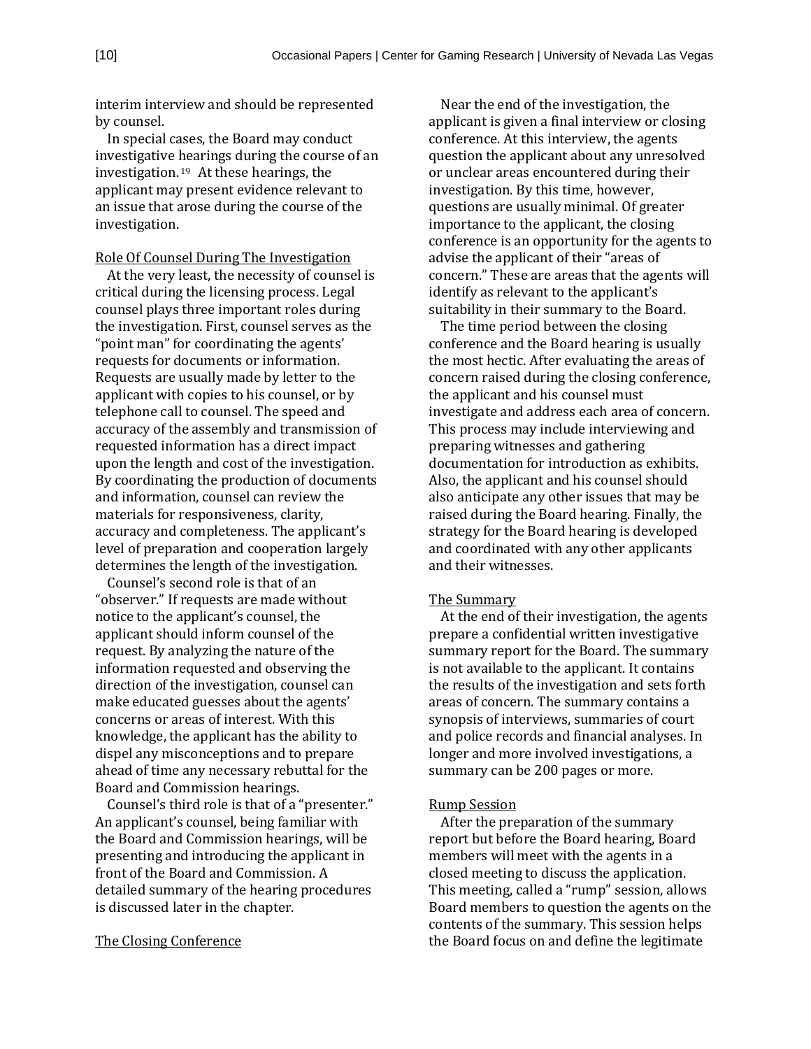interim interview and should be represented by counsel.

In special cases, the Board may conduct investigative hearings during the course of an investigation.[19] At these hearings, the applicant may present evidence relevant to an issue that arose during the course of the investigation.

Role Of Counsel During The Investigation

At the very least, the necessity of counsel is critical during the licensing process. Legal counsel plays three important roles during the investigation. First, counsel serves as the "point man" for coordinating the agents' requests for documents or information. Requests are usually made by letter to the applicant with copies to his counsel, or by telephone call to counsel. The speed and accuracy of the assembly and transmission of requested information has a direct impact upon the length and cost of the investigation. By coordinating the production of documents and information, counsel can review the materials for responsiveness, clarity, accuracy and completeness. The applicant's level of preparation and cooperation largely determines the length of the investigation.

Counsel's second role is that of an "observer." If requests are made without notice to the applicant's counsel, the applicant should inform counsel of the request. By analyzing the nature of the information requested and observing the direction of the investigation, counsel can make educated guesses about the agents' concerns or areas of interest. With this knowledge, the applicant has the ability to dispel any misconceptions and to prepare ahead of time any necessary rebuttal for the Board and Commission hearings.

Counsel's third role is that of a "presenter." An applicant's counsel, being familiar with the Board and Commission hearings, will be presenting and introducing the applicant in front of the Board and Commission. A detailed summary of the hearing procedures is discussed later in the chapter.

The Closing Conference

Near the end of the investigation, the applicant is given a final interview or closing conference. At this interview, the agents question the applicant about any unresolved or unclear areas encountered during their investigation. By this time, however, questions are usually minimal. Of greater importance to the applicant, the closing conference is an opportunity for the agents to advise the applicant of their "areas of concern." These are areas that the agents will identify as relevant to the applicant's suitability in their summary to the Board.

The time period between the closing conference and the Board hearing is usually the most hectic. After evaluating the areas of concern raised during the closing conference, the applicant and his counsel must investigate and address each area of concern. This process may include interviewing and preparing witnesses and gathering documentation for introduction as exhibits. Also, the applicant and his counsel should also anticipate any other issues that may be raised during the Board hearing. Finally, the strategy for the Board hearing is developed and coordinated with any other applicants and their witnesses.

The Summary

At the end of their investigation, the agents prepare a confidential written investigative summary report for the Board. The summary is not available to the applicant. It contains the results of the investigation and sets forth areas of concern. The summary contains a synopsis of interviews, summaries of court and police records and financial analyses. In longer and more involved investigations, a summary can be 200 pages or more.

Rump Session

After the preparation of the summary report but before the Board hearing, Board members will meet with the agents in a closed meeting to discuss the application. This meeting, called a "rump" session, allows Board members to question the agents on the contents of the summary. This session helps the Board focus on and define the legitimate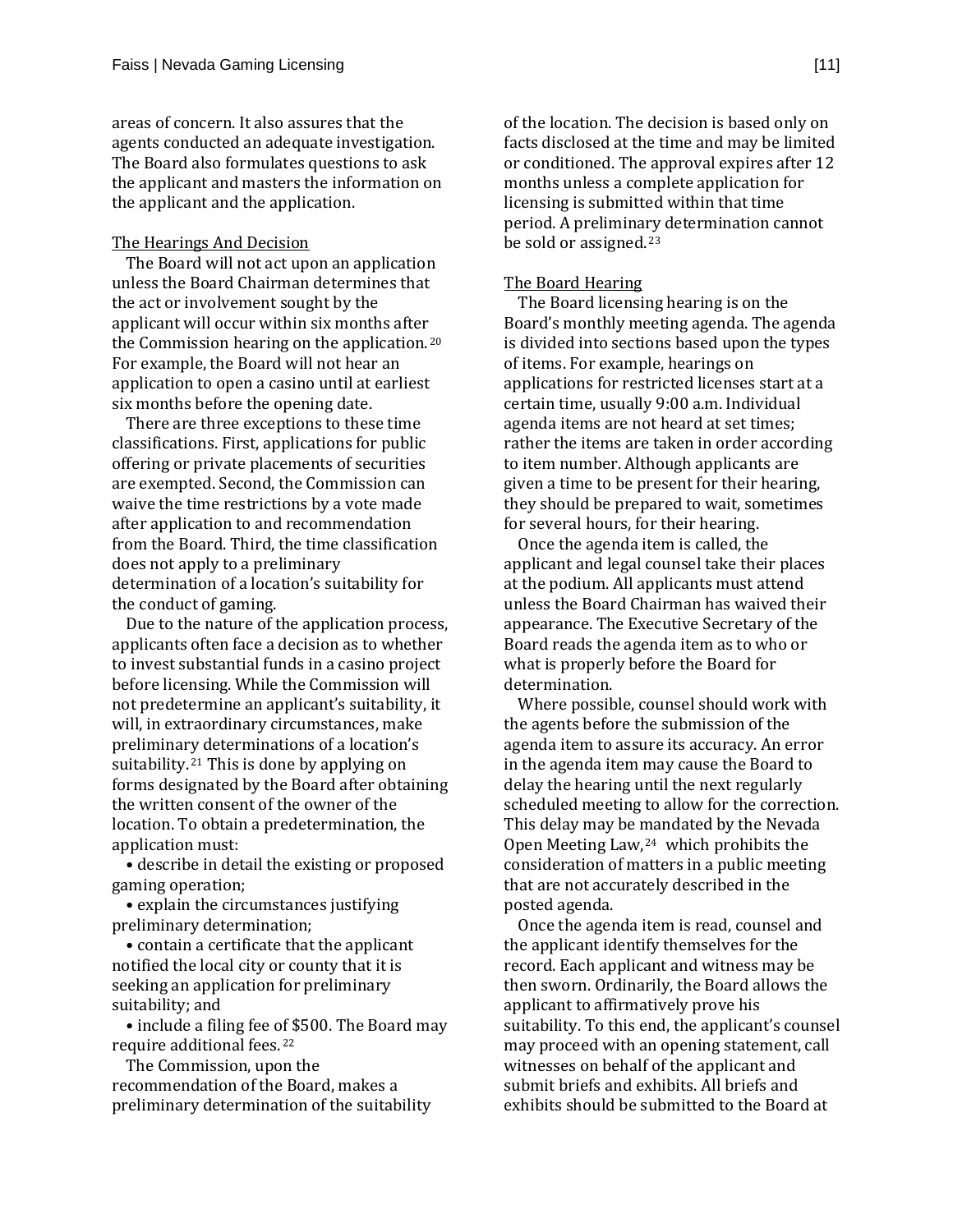areas of concern. It also assures that the agents conducted an adequate investigation. The Board also formulates questions to ask the applicant and masters the information on the applicant and the application.

## The Hearings And Decision

The Board will not act upon an application unless the Board Chairman determines that the act or involvement sought by the applicant will occur within six months after the Commission hearing on the application.[20] For example, the Board will not hear an application to open a casino until at earliest six months before the opening date.

There are three exceptions to these time classifications. First, applications for public offering or private placements of securities are exempted. Second, the Commission can waive the time restrictions by a vote made after application to and recommendation from the Board. Third, the time classification does not apply to a preliminary determination of a location's suitability for the conduct of gaming.

Due to the nature of the application process, applicants often face a decision as to whether to invest substantial funds in a casino project before licensing. While the Commission will not predetermine an applicant's suitability, it will, in extraordinary circumstances, make preliminary determinations of a location's suitability.[21] This is done by applying on forms designated by the Board after obtaining the written consent of the owner of the location. To obtain a predetermination, the application must:

- describe in detail the existing or proposed gaming operation;
- explain the circumstances justifying preliminary determination;
- contain a certificate that the applicant notified the local city or county that it is seeking an application for preliminary suitability; and
- include a filing fee of $500. The Board may require additional fees.[22]

The Commission, upon the recommendation of the Board, makes a preliminary determination of the suitability of the location. The decision is based only on facts disclosed at the time and may be limited or conditioned. The approval expires after 12 months unless a complete application for licensing is submitted within that time period. A preliminary determination cannot be sold or assigned.[23]

## The Board Hearing

The Board licensing hearing is on the Board's monthly meeting agenda. The agenda is divided into sections based upon the types of items. For example, hearings on applications for restricted licenses start at a certain time, usually 9:00 a.m. Individual agenda items are not heard at set times; rather the items are taken in order according to item number. Although applicants are given a time to be present for their hearing, they should be prepared to wait, sometimes for several hours, for their hearing.

Once the agenda item is called, the applicant and legal counsel take their places at the podium. All applicants must attend unless the Board Chairman has waived their appearance. The Executive Secretary of the Board reads the agenda item as to who or what is properly before the Board for determination.

Where possible, counsel should work with the agents before the submission of the agenda item to assure its accuracy. An error in the agenda item may cause the Board to delay the hearing until the next regularly scheduled meeting to allow for the correction. This delay may be mandated by the Nevada Open Meeting Law,[24] which prohibits the consideration of matters in a public meeting that are not accurately described in the posted agenda.

Once the agenda item is read, counsel and the applicant identify themselves for the record. Each applicant and witness may be then sworn. Ordinarily, the Board allows the applicant to affirmatively prove his suitability. To this end, the applicant's counsel may proceed with an opening statement, call witnesses on behalf of the applicant and submit briefs and exhibits. All briefs and exhibits should be submitted to the Board at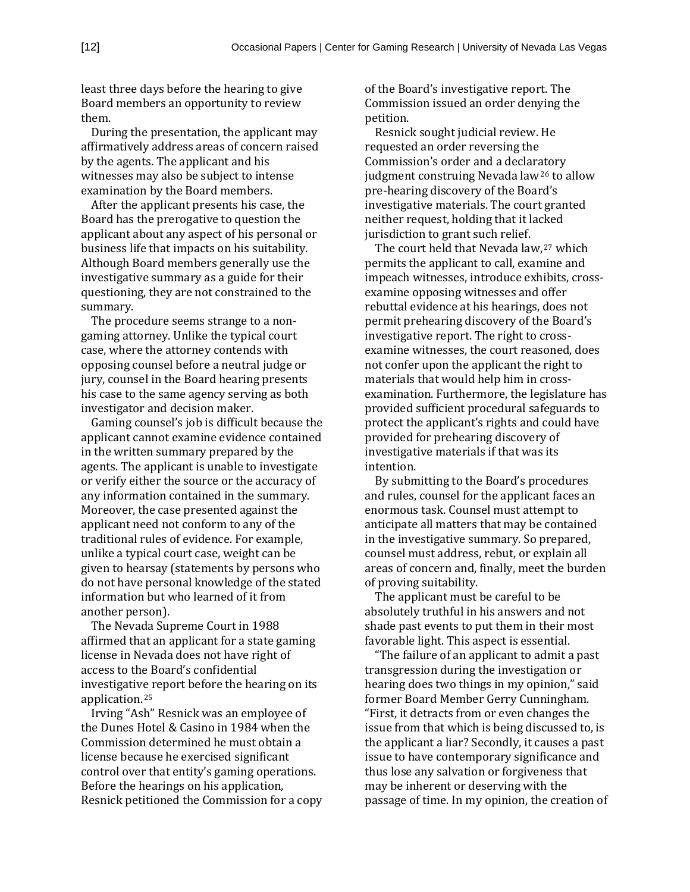least three days before the hearing to give Board members an opportunity to review them.

During the presentation, the applicant may affirmatively address areas of concern raised by the agents. The applicant and his witnesses may also be subject to intense examination by the Board members.

After the applicant presents his case, the Board has the prerogative to question the applicant about any aspect of his personal or business life that impacts on his suitability. Although Board members generally use the investigative summary as a guide for their questioning, they are not constrained to the summary.

The procedure seems strange to a non-gaming attorney. Unlike the typical court case, where the attorney contends with opposing counsel before a neutral judge or jury, counsel in the Board hearing presents his case to the same agency serving as both investigator and decision maker.

Gaming counsel's job is difficult because the applicant cannot examine evidence contained in the written summary prepared by the agents. The applicant is unable to investigate or verify either the source or the accuracy of any information contained in the summary. Moreover, the case presented against the applicant need not conform to any of the traditional rules of evidence. For example, unlike a typical court case, weight can be given to hearsay (statements by persons who do not have personal knowledge of the stated information but who learned of it from another person).

The Nevada Supreme Court in 1988 affirmed that an applicant for a state gaming license in Nevada does not have right of access to the Board's confidential investigative report before the hearing on its application.[25]

Irving "Ash" Resnick was an employee of the Dunes Hotel & Casino in 1984 when the Commission determined he must obtain a license because he exercised significant control over that entity's gaming operations. Before the hearings on his application, Resnick petitioned the Commission for a copy of the Board's investigative report. The Commission issued an order denying the petition.

Resnick sought judicial review. He requested an order reversing the Commission's order and a declaratory judgment construing Nevada law[26] to allow pre-hearing discovery of the Board's investigative materials. The court granted neither request, holding that it lacked jurisdiction to grant such relief.

The court held that Nevada law,[27] which permits the applicant to call, examine and impeach witnesses, introduce exhibits, cross-examine opposing witnesses and offer rebuttal evidence at his hearings, does not permit prehearing discovery of the Board's investigative report. The right to cross-examine witnesses, the court reasoned, does not confer upon the applicant the right to materials that would help him in cross-examination. Furthermore, the legislature has provided sufficient procedural safeguards to protect the applicant's rights and could have provided for prehearing discovery of investigative materials if that was its intention.

By submitting to the Board's procedures and rules, counsel for the applicant faces an enormous task. Counsel must attempt to anticipate all matters that may be contained in the investigative summary. So prepared, counsel must address, rebut, or explain all areas of concern and, finally, meet the burden of proving suitability.

The applicant must be careful to be absolutely truthful in his answers and not shade past events to put them in their most favorable light. This aspect is essential.

"The failure of an applicant to admit a past transgression during the investigation or hearing does two things in my opinion," said former Board Member Gerry Cunningham. "First, it detracts from or even changes the issue from that which is being discussed to, is the applicant a liar? Secondly, it causes a past issue to have contemporary significance and thus lose any salvation or forgiveness that may be inherent or deserving with the passage of time. In my opinion, the creation of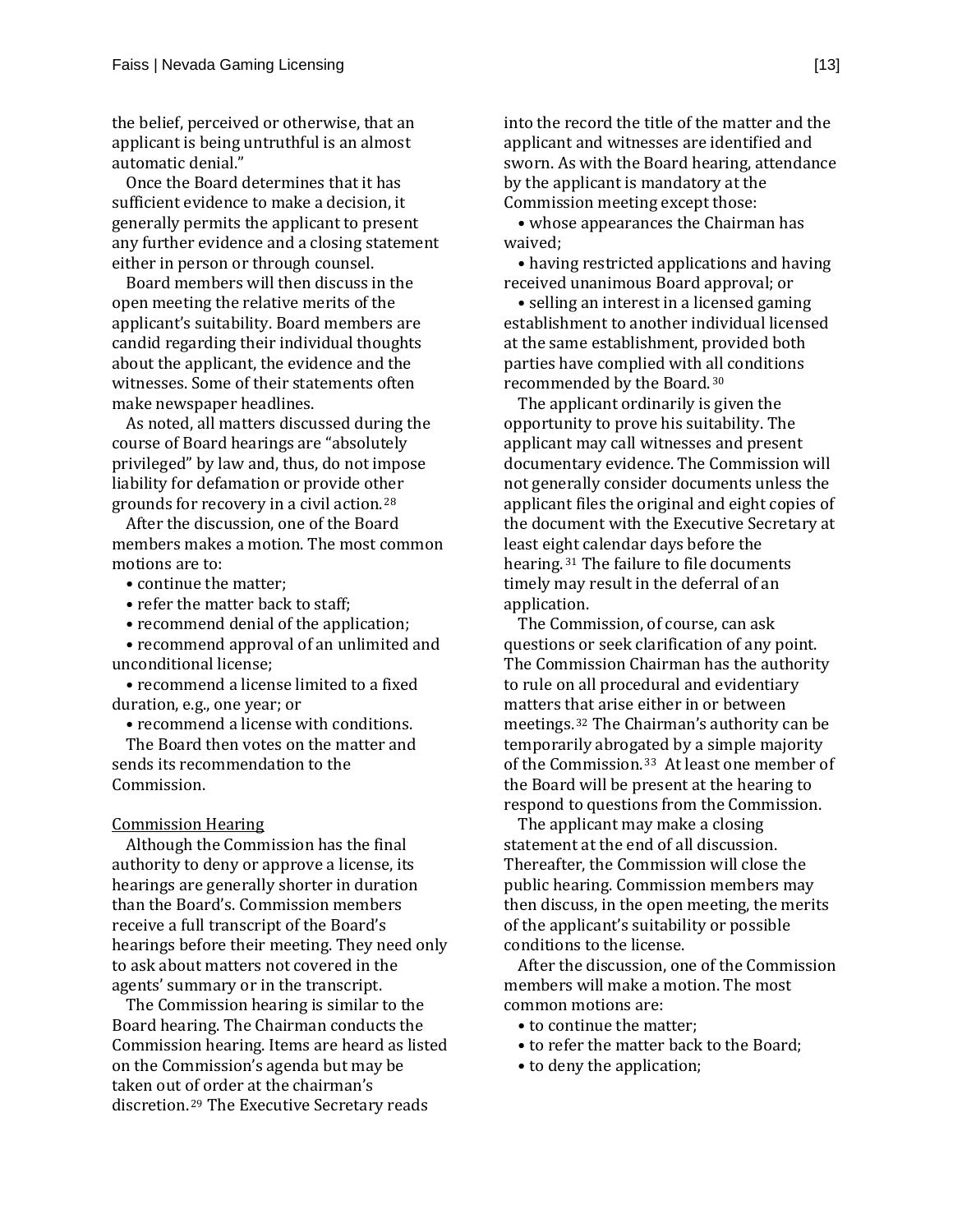the belief, perceived or otherwise, that an applicant is being untruthful is an almost automatic denial."

Once the Board determines that it has sufficient evidence to make a decision, it generally permits the applicant to present any further evidence and a closing statement either in person or through counsel.

Board members will then discuss in the open meeting the relative merits of the applicant's suitability. Board members are candid regarding their individual thoughts about the applicant, the evidence and the witnesses. Some of their statements often make newspaper headlines.

As noted, all matters discussed during the course of Board hearings are "absolutely privileged" by law and, thus, do not impose liability for defamation or provide other grounds for recovery in a civil action.[28]

After the discussion, one of the Board members makes a motion. The most common motions are to:

- continue the matter;
- refer the matter back to staff;
- recommend denial of the application;
- recommend approval of an unlimited and unconditional license;
- recommend a license limited to a fixed duration, e.g., one year; or
- recommend a license with conditions.

The Board then votes on the matter and sends its recommendation to the Commission.

Commission Hearing

Although the Commission has the final authority to deny or approve a license, its hearings are generally shorter in duration than the Board's. Commission members receive a full transcript of the Board's hearings before their meeting. They need only to ask about matters not covered in the agents' summary or in the transcript.

The Commission hearing is similar to the Board hearing. The Chairman conducts the Commission hearing. Items are heard as listed on the Commission's agenda but may be taken out of order at the chairman's discretion.[29] The Executive Secretary reads into the record the title of the matter and the applicant and witnesses are identified and sworn. As with the Board hearing, attendance by the applicant is mandatory at the Commission meeting except those:

- whose appearances the Chairman has waived;
- having restricted applications and having received unanimous Board approval; or
- selling an interest in a licensed gaming establishment to another individual licensed at the same establishment, provided both parties have complied with all conditions recommended by the Board.[30]

The applicant ordinarily is given the opportunity to prove his suitability. The applicant may call witnesses and present documentary evidence. The Commission will not generally consider documents unless the applicant files the original and eight copies of the document with the Executive Secretary at least eight calendar days before the hearing.[31] The failure to file documents timely may result in the deferral of an application.

The Commission, of course, can ask questions or seek clarification of any point. The Commission Chairman has the authority to rule on all procedural and evidentiary matters that arise either in or between meetings.[32] The Chairman's authority can be temporarily abrogated by a simple majority of the Commission.[33] At least one member of the Board will be present at the hearing to respond to questions from the Commission.

The applicant may make a closing statement at the end of all discussion. Thereafter, the Commission will close the public hearing. Commission members may then discuss, in the open meeting, the merits of the applicant's suitability or possible conditions to the license.

After the discussion, one of the Commission members will make a motion. The most common motions are:

- to continue the matter;
- to refer the matter back to the Board;
- to deny the application;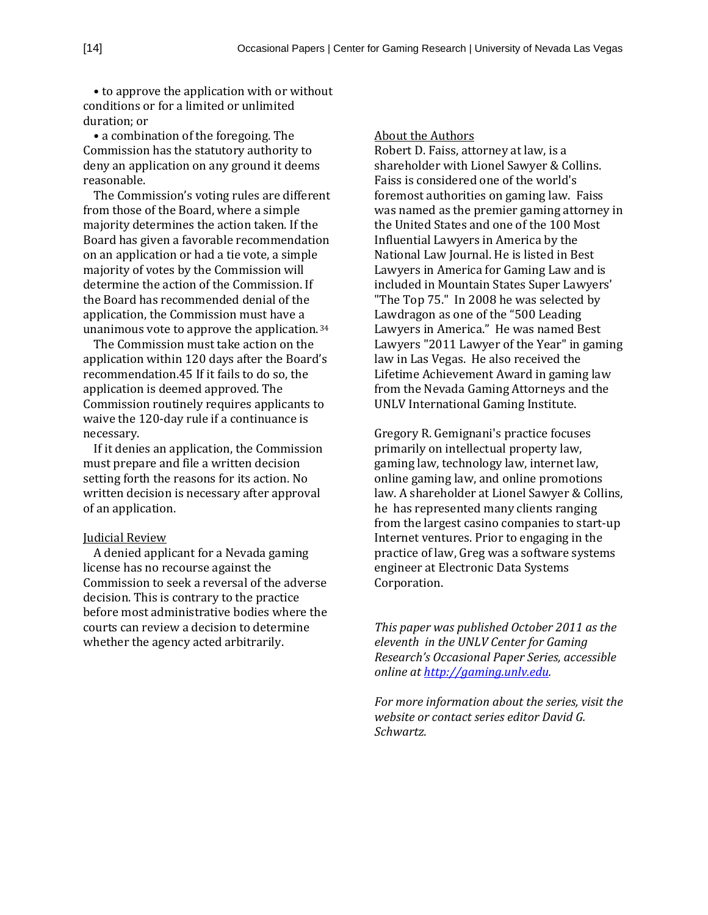- to approve the application with or without conditions or for a limited or unlimited duration; or
- a combination of the foregoing. The Commission has the statutory authority to deny an application on any ground it deems reasonable.

The Commission's voting rules are different from those of the Board, where a simple majority determines the action taken. If the Board has given a favorable recommendation on an application or had a tie vote, a simple majority of votes by the Commission will determine the action of the Commission. If the Board has recommended denial of the application, the Commission must have a unanimous vote to approve the application. [34]

The Commission must take action on the application within 120 days after the Board's recommendation.45 If it fails to do so, the application is deemed approved. The Commission routinely requires applicants to waive the 120-day rule if a continuance is necessary.

If it denies an application, the Commission must prepare and file a written decision setting forth the reasons for its action. No written decision is necessary after approval of an application.

## Judicial Review

A denied applicant for a Nevada gaming license has no recourse against the Commission to seek a reversal of the adverse decision. This is contrary to the practice before most administrative bodies where the courts can review a decision to determine whether the agency acted arbitrarily.

## About the Authors

Robert D. Faiss, attorney at law, is a shareholder with Lionel Sawyer & Collins. Faiss is considered one of the world's foremost authorities on gaming law. Faiss was named as the premier gaming attorney in the United States and one of the 100 Most Influential Lawyers in America by the National Law Journal. He is listed in Best Lawyers in America for Gaming Law and is included in Mountain States Super Lawyers' "The Top 75." In 2008 he was selected by Lawdragon as one of the "500 Leading Lawyers in America." He was named Best Lawyers "2011 Lawyer of the Year" in gaming law in Las Vegas. He also received the Lifetime Achievement Award in gaming law from the Nevada Gaming Attorneys and the UNLV International Gaming Institute.

Gregory R. Gemignani's practice focuses primarily on intellectual property law, gaming law, technology law, internet law, online gaming law, and online promotions law. A shareholder at Lionel Sawyer & Collins, he has represented many clients ranging from the largest casino companies to start-up Internet ventures. Prior to engaging in the practice of law, Greg was a software systems engineer at Electronic Data Systems Corporation.

*This paper was published October 2011 as the eleventh in the UNLV Center for Gaming Research's Occasional Paper Series, accessible online at [http://gaming.unlv.edu](http://gaming.unlv.edu).*

*For more information about the series, visit the website or contact series editor David G. Schwartz.*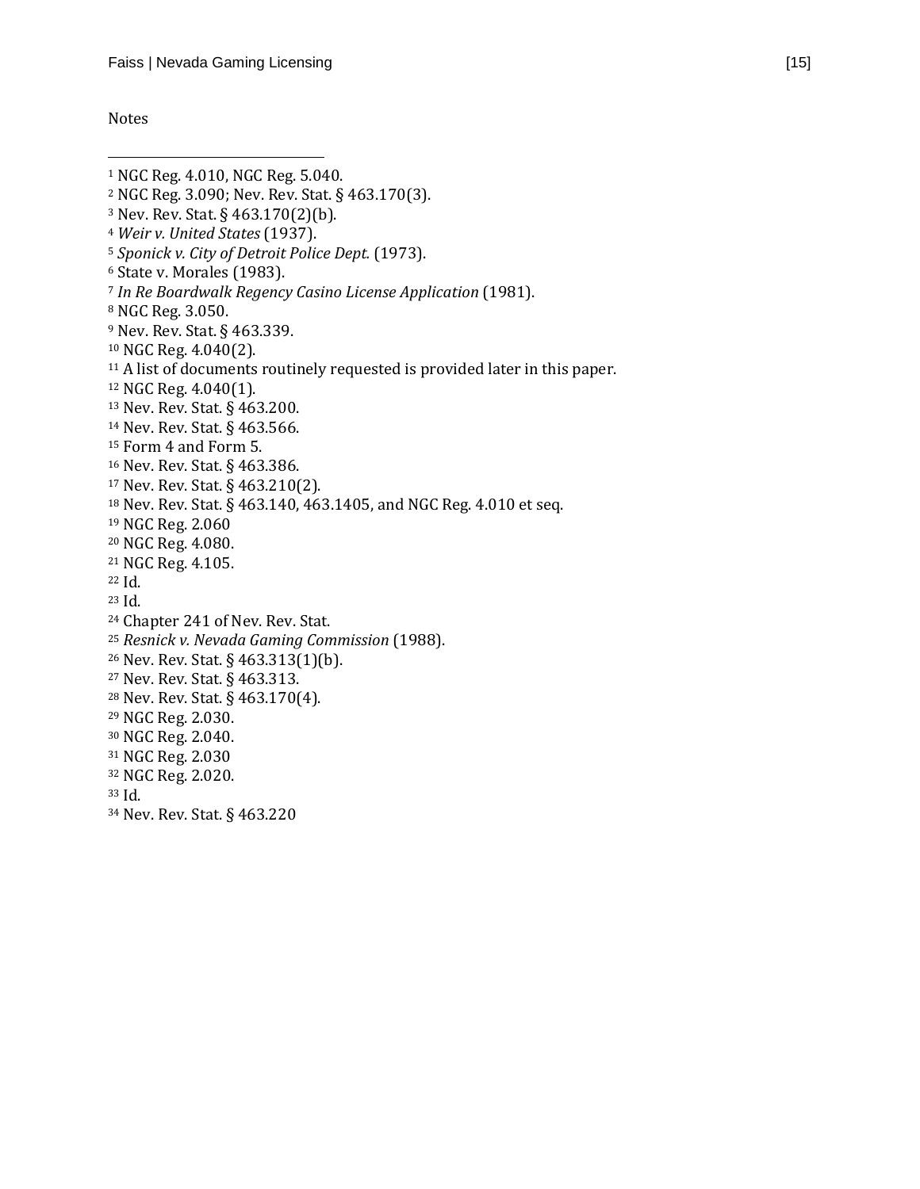Notes

[1] NGC Reg. 4.010, NGC Reg. 5.040.
[2] NGC Reg. 3.090; Nev. Rev. Stat. § 463.170(3).
[3] Nev. Rev. Stat. § 463.170(2)(b).
[4] *Weir v. United States* (1937).
[5] *Sponick v. City of Detroit Police Dept.* (1973).
[6] State v. Morales (1983).
[7] *In Re Boardwalk Regency Casino License Application* (1981).
[8] NGC Reg. 3.050.
[9] Nev. Rev. Stat. § 463.339.
[10] NGC Reg. 4.040(2).
[11] A list of documents routinely requested is provided later in this paper.
[12] NGC Reg. 4.040(1).
[13] Nev. Rev. Stat. § 463.200.
[14] Nev. Rev. Stat. § 463.566.
[15] Form 4 and Form 5.
[16] Nev. Rev. Stat. § 463.386.
[17] Nev. Rev. Stat. § 463.210(2).
[18] Nev. Rev. Stat. § 463.140, 463.1405, and NGC Reg. 4.010 et seq.
[19] NGC Reg. 2.060
[20] NGC Reg. 4.080.
[21] NGC Reg. 4.105.
[22] Id.
[23] Id.
[24] Chapter 241 of Nev. Rev. Stat.
[25] *Resnick v. Nevada Gaming Commission* (1988).
[26] Nev. Rev. Stat. § 463.313(1)(b).
[27] Nev. Rev. Stat. § 463.313.
[28] Nev. Rev. Stat. § 463.170(4).
[29] NGC Reg. 2.030.
[30] NGC Reg. 2.040.
[31] NGC Reg. 2.030
[32] NGC Reg. 2.020.
[33] Id.
[34] Nev. Rev. Stat. § 463.220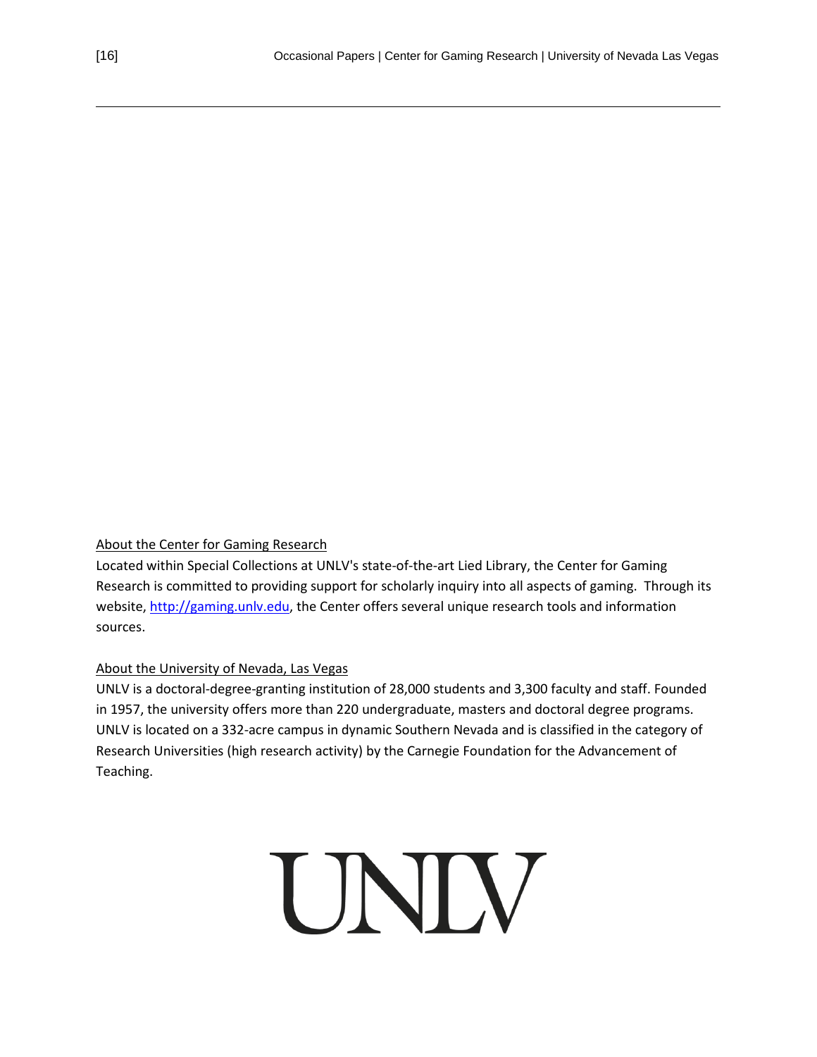About the Center for Gaming Research

Located within Special Collections at UNLV's state-of-the-art Lied Library, the Center for Gaming Research is committed to providing support for scholarly inquiry into all aspects of gaming. Through its website, http://gaming.unlv.edu, the Center offers several unique research tools and information sources.

About the University of Nevada, Las Vegas

UNLV is a doctoral-degree-granting institution of 28,000 students and 3,300 faculty and staff. Founded in 1957, the university offers more than 220 undergraduate, masters and doctoral degree programs. UNLV is located on a 332-acre campus in dynamic Southern Nevada and is classified in the category of Research Universities (high research activity) by the Carnegie Foundation for the Advancement of Teaching.

UNLV